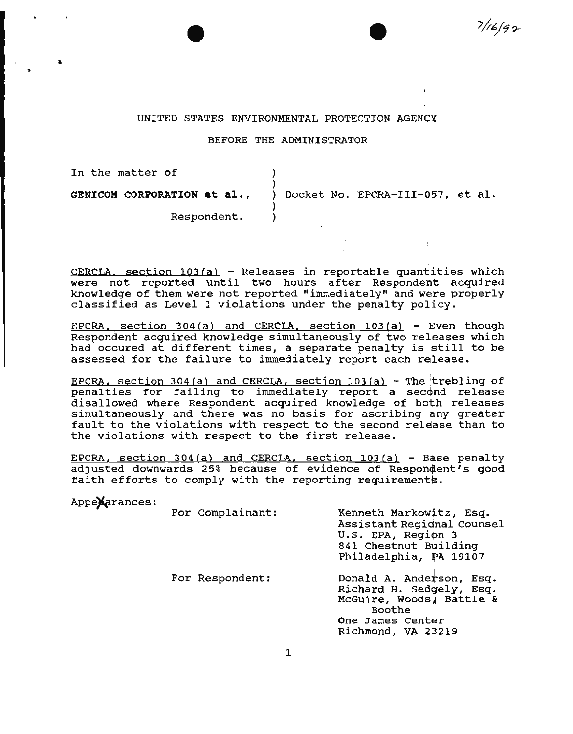7/16/92

UNITED STATES ENVIRONMENTAL PROTECTION AGENCY

BEFORE THE ADMINISTRATOR

| | | |
|---|---|---|
| In the matter of | ) | |
| | ) | |
| **GENICOM CORPORATION et al.,** | ) | Docket No. EPCRA-III-057, et al. |
| | ) | |
| Respondent. | ) | |

CERCLA, section 103(a) - Releases in reportable quantities which were not reported until two hours after Respondent acquired knowledge of them were not reported "immediately" and were properly classified as Level 1 violations under the penalty policy.

EPCRA, section 304(a) and CERCLA, section 103(a) - Even though Respondent acquired knowledge simultaneously of two releases which had occured at different times, a separate penalty is still to be assessed for the failure to immediately report each release.

EPCRA, section 304(a) and CERCLA, section 103(a) - The trebling of penalties for failing to immediately report a second release disallowed where Respondent acquired knowledge of both releases simultaneously and there was no basis for ascribing any greater fault to the violations with respect to the second release than to the violations with respect to the first release.

EPCRA, section 304(a) and CERCLA, section 103(a) - Base penalty adjusted downwards 25% because of evidence of Respondent's good faith efforts to comply with the reporting requirements.

Appearances:

For Complainant:

Kenneth Markowitz, Esq.
Assistant Regional Counsel
U.S. EPA, Region 3
841 Chestnut Building
Philadelphia, PA 19107

For Respondent:

Donald A. Anderson, Esq.
Richard H. Sedgely, Esq.
McGuire, Woods, Battle & Boothe
One James Center
Richmond, VA 23219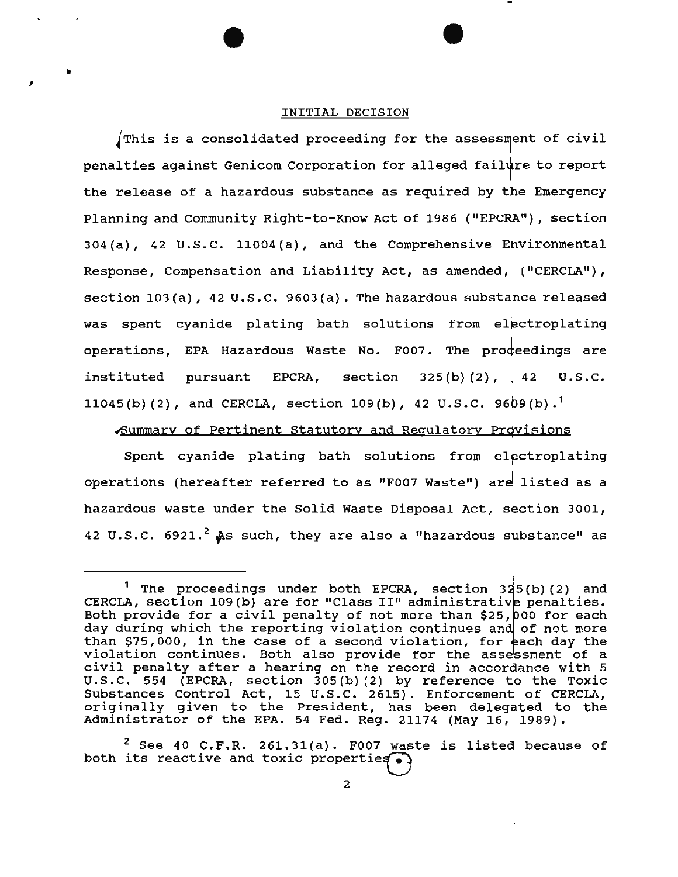# INITIAL DECISION

This is a consolidated proceeding for the assessment of civil penalties against Genicom Corporation for alleged failure to report the release of a hazardous substance as required by the Emergency Planning and Community Right-to-Know Act of 1986 ("EPCRA"), section 304(a), 42 U.S.C. 11004(a), and the Comprehensive Environmental Response, Compensation and Liability Act, as amended, ("CERCLA"), section 103(a), 42 U.S.C. 9603(a). The hazardous substance released was spent cyanide plating bath solutions from electroplating operations, EPA Hazardous Waste No. F007. The proceedings are instituted pursuant EPCRA, section 325(b)(2), 42 U.S.C. 11045(b)(2), and CERCLA, section 109(b), 42 U.S.C. 9609(b).[1]

## Summary of Pertinent Statutory and Regulatory Provisions

Spent cyanide plating bath solutions from electroplating operations (hereafter referred to as "F007 Waste") are listed as a hazardous waste under the Solid Waste Disposal Act, section 3001, 42 U.S.C. 6921.[2] As such, they are also a "hazardous substance" as

---

[1] The proceedings under both EPCRA, section 325(b)(2) and CERCLA, section 109(b) are for "Class II" administrative penalties. Both provide for a civil penalty of not more than $25,000 for each day during which the reporting violation continues and of not more than $75,000, in the case of a second violation, for each day the violation continues. Both also provide for the assessment of a civil penalty after a hearing on the record in accordance with 5 U.S.C. 554 (EPCRA, section 305(b)(2) by reference to the Toxic Substances Control Act, 15 U.S.C. 2615). Enforcement of CERCLA, originally given to the President, has been delegated to the Administrator of the EPA. 54 Fed. Reg. 21174 (May 16, 1989).

[2] See 40 C.F.R. 261.31(a). F007 waste is listed because of both its reactive and toxic properties.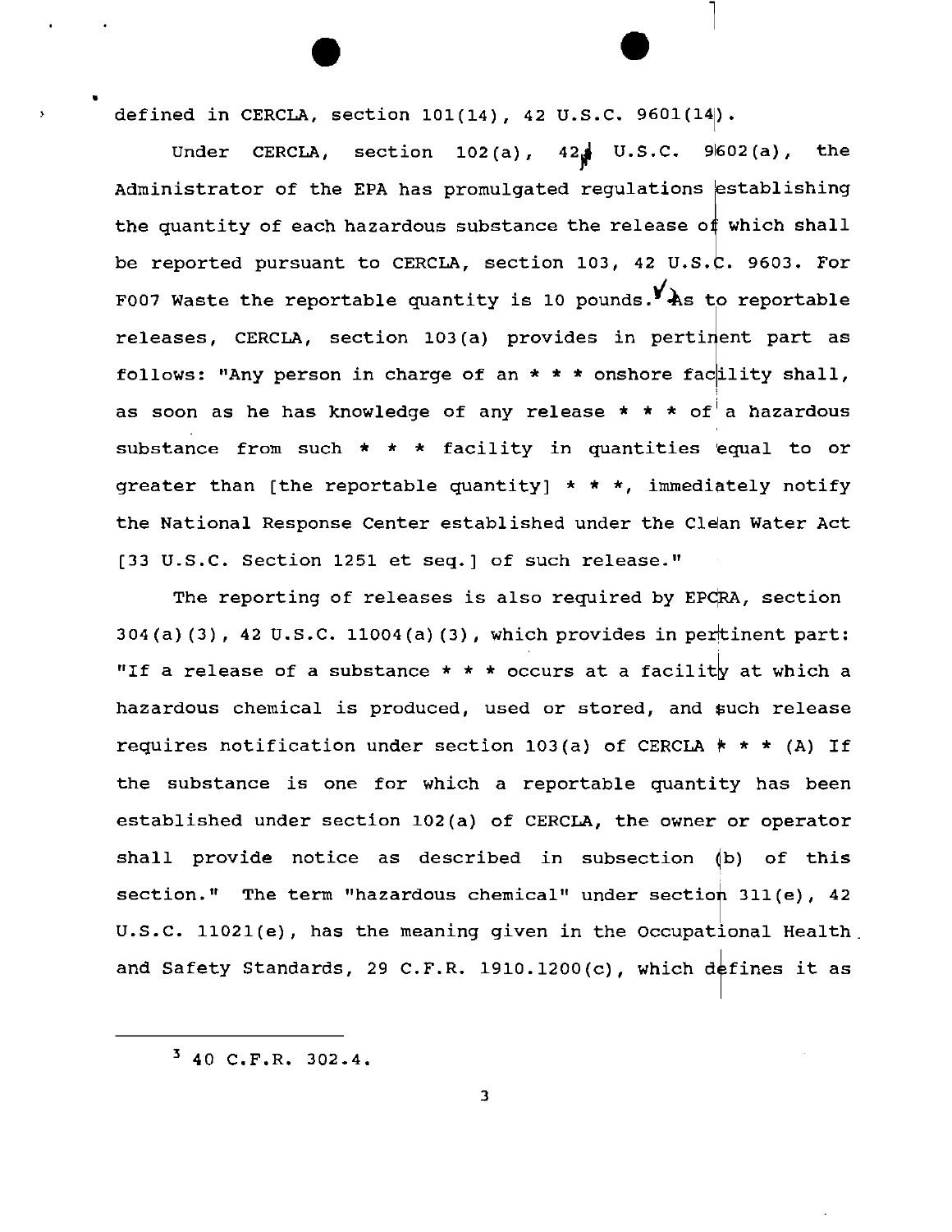defined in CERCLA, section 101(14), 42 U.S.C. 9601(14).

Under CERCLA, section 102(a), 42 U.S.C. 9602(a), the Administrator of the EPA has promulgated regulations establishing the quantity of each hazardous substance the release of which shall be reported pursuant to CERCLA, section 103, 42 U.S.C. 9603. For F007 Waste the reportable quantity is 10 pounds.[3] As to reportable releases, CERCLA, section 103(a) provides in pertinent part as follows: "Any person in charge of an * * * onshore facility shall, as soon as he has knowledge of any release * * * of a hazardous substance from such * * * facility in quantities equal to or greater than [the reportable quantity] * * *, immediately notify the National Response Center established under the Clean Water Act [33 U.S.C. Section 1251 et seq.] of such release."

The reporting of releases is also required by EPCRA, section 304(a)(3), 42 U.S.C. 11004(a)(3), which provides in pertinent part: "If a release of a substance * * * occurs at a facility at which a hazardous chemical is produced, used or stored, and such release requires notification under section 103(a) of CERCLA * * * (A) If the substance is one for which a reportable quantity has been established under section 102(a) of CERCLA, the owner or operator shall provide notice as described in subsection (b) of this section." The term "hazardous chemical" under section 311(e), 42 U.S.C. 11021(e), has the meaning given in the Occupational Health and Safety Standards, 29 C.F.R. 1910.1200(c), which defines it as

---

[3] 40 C.F.R. 302.4.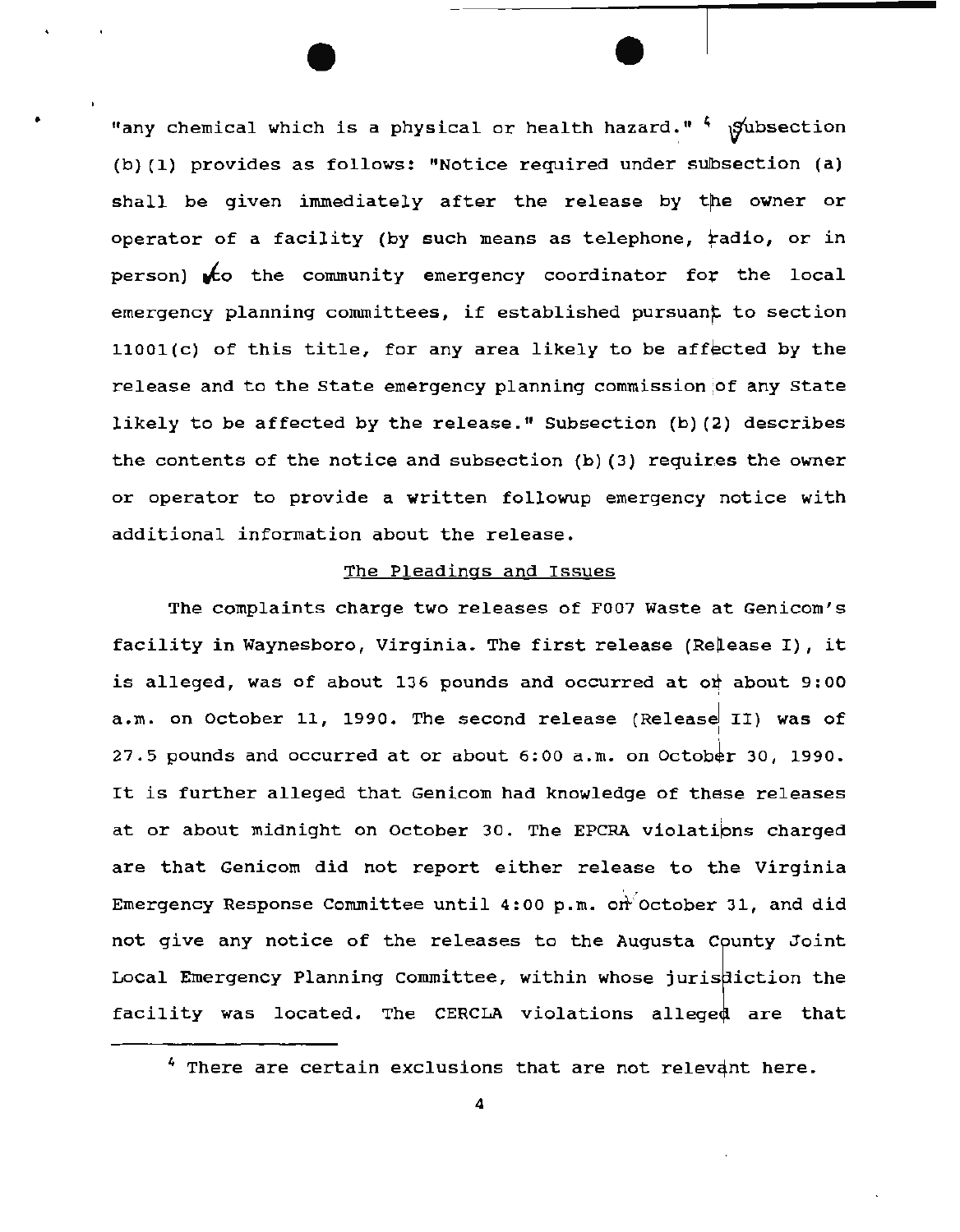"any chemical which is a physical or health hazard."[4] Subsection (b)(1) provides as follows: "Notice required under subsection (a) shall be given immediately after the release by the owner or operator of a facility (by such means as telephone, radio, or in person) to the community emergency coordinator for the local emergency planning committees, if established pursuant to section 11001(c) of this title, for any area likely to be affected by the release and to the State emergency planning commission of any State likely to be affected by the release." Subsection (b)(2) describes the contents of the notice and subsection (b)(3) requires the owner or operator to provide a written followup emergency notice with additional information about the release.

## The Pleadings and Issues

The complaints charge two releases of F007 Waste at Genicom's facility in Waynesboro, Virginia. The first release (Release I), it is alleged, was of about 136 pounds and occurred at or about 9:00 a.m. on October 11, 1990. The second release (Release II) was of 27.5 pounds and occurred at or about 6:00 a.m. on October 30, 1990. It is further alleged that Genicom had knowledge of these releases at or about midnight on October 30. The EPCRA violations charged are that Genicom did not report either release to the Virginia Emergency Response Committee until 4:00 p.m. on October 31, and did not give any notice of the releases to the Augusta County Joint Local Emergency Planning Committee, within whose jurisdiction the facility was located. The CERCLA violations alleged are that

[4] There are certain exclusions that are not relevant here.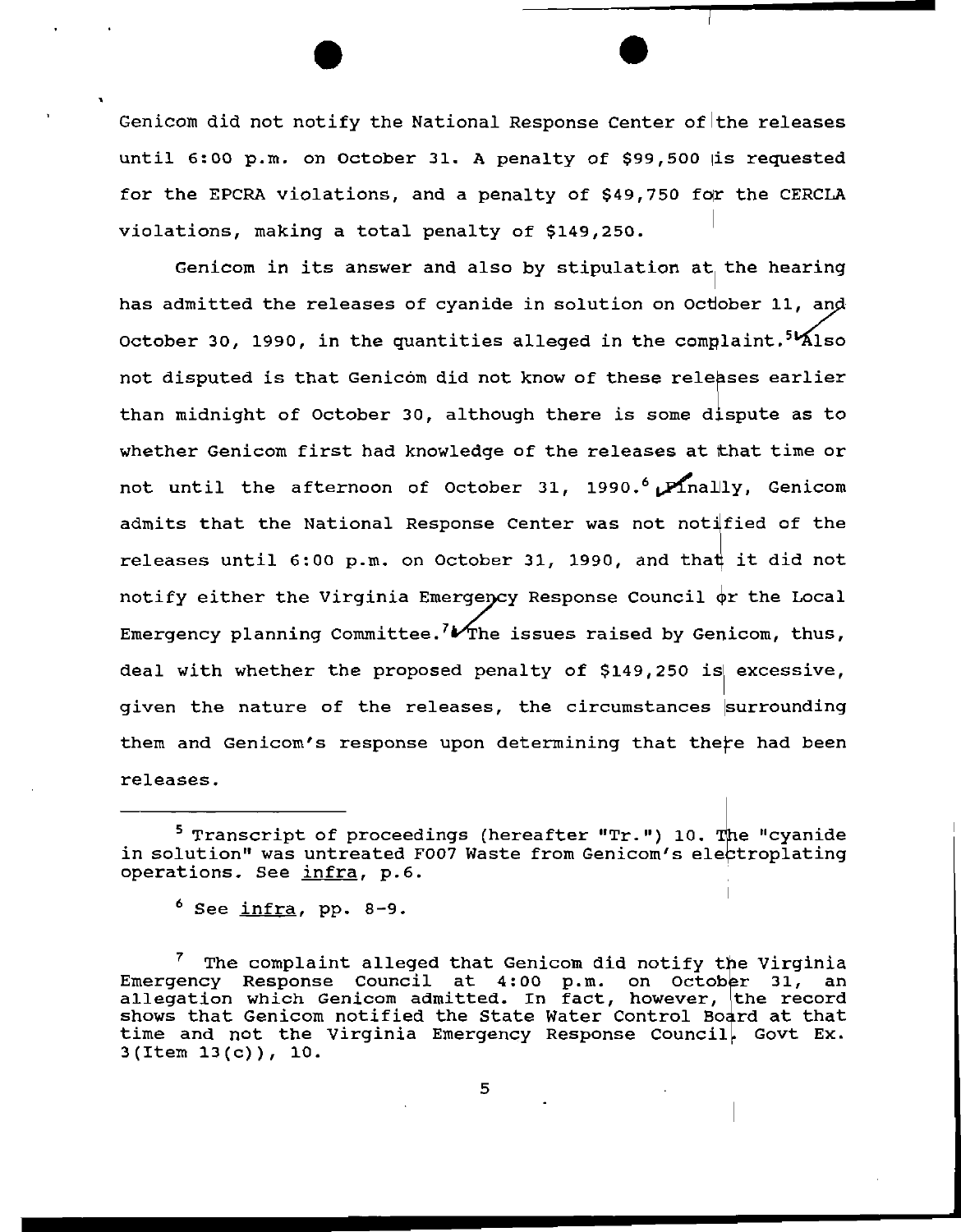Genicom did not notify the National Response Center of the releases until 6:00 p.m. on October 31. A penalty of $99,500 is requested for the EPCRA violations, and a penalty of $49,750 for the CERCLA violations, making a total penalty of $149,250.

Genicom in its answer and also by stipulation at the hearing has admitted the releases of cyanide in solution on October 11, and October 30, 1990, in the quantities alleged in the complaint.[5] Also not disputed is that Genicom did not know of these releases earlier than midnight of October 30, although there is some dispute as to whether Genicom first had knowledge of the releases at that time or not until the afternoon of October 31, 1990.[6] Finally, Genicom admits that the National Response Center was not notified of the releases until 6:00 p.m. on October 31, 1990, and that it did not notify either the Virginia Emergency Response Council or the Local Emergency planning Committee.[7] The issues raised by Genicom, thus, deal with whether the proposed penalty of $149,250 is excessive, given the nature of the releases, the circumstances surrounding them and Genicom's response upon determining that there had been releases.

---

[5] Transcript of proceedings (hereafter "Tr.") 10. The "cyanide in solution" was untreated F007 Waste from Genicom's electroplating operations. See infra, p.6.

[6] See infra, pp. 8-9.

[7] The complaint alleged that Genicom did notify the Virginia Emergency Response Council at 4:00 p.m. on October 31, an allegation which Genicom admitted. In fact, however, the record shows that Genicom notified the State Water Control Board at that time and not the Virginia Emergency Response Council. Govt Ex. 3(Item 13(c)), 10.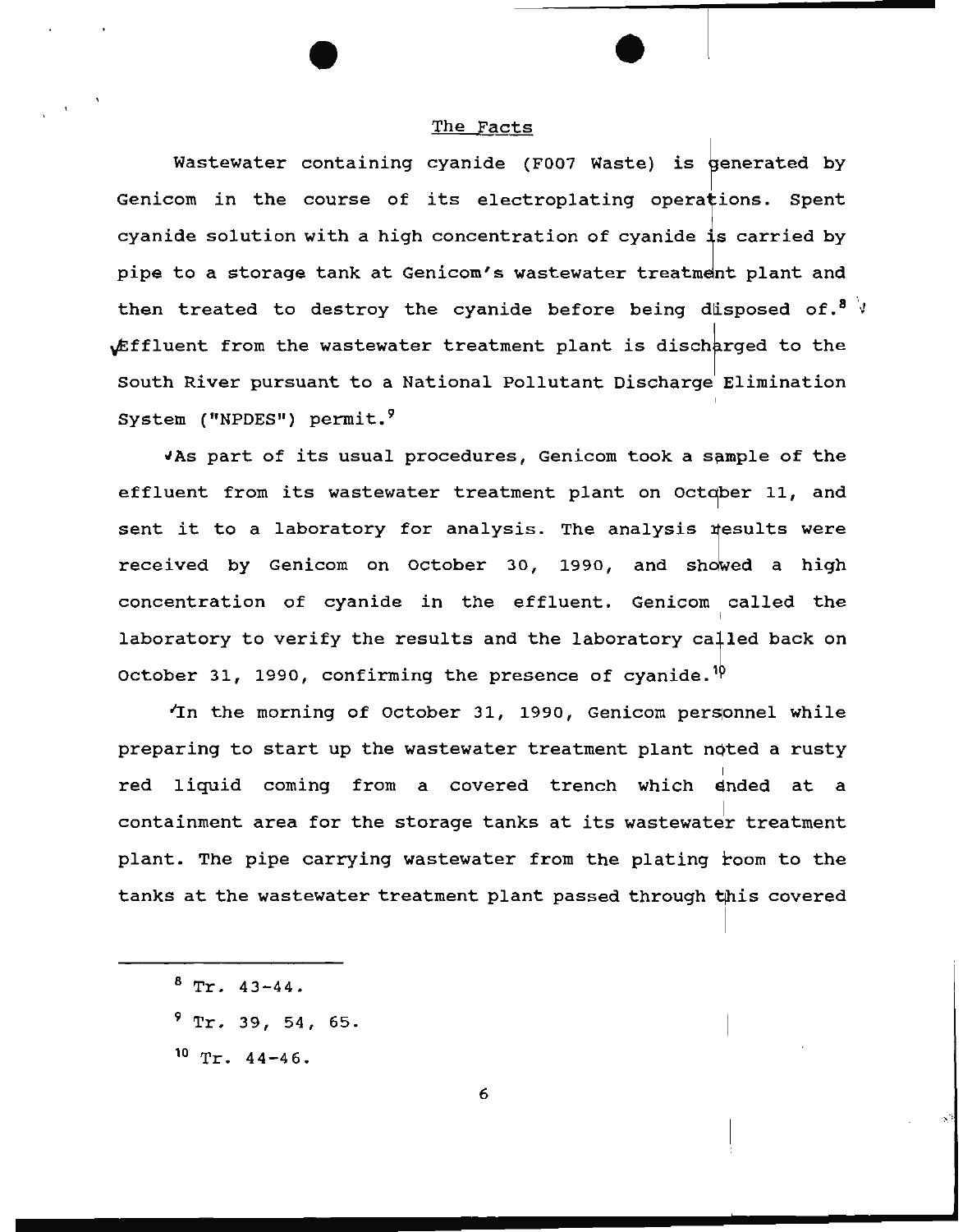## The Facts

Wastewater containing cyanide (F007 Waste) is generated by Genicom in the course of its electroplating operations. Spent cyanide solution with a high concentration of cyanide is carried by pipe to a storage tank at Genicom's wastewater treatment plant and then treated to destroy the cyanide before being disposed of.[8] Effluent from the wastewater treatment plant is discharged to the South River pursuant to a National Pollutant Discharge Elimination System ("NPDES") permit.[9]

As part of its usual procedures, Genicom took a sample of the effluent from its wastewater treatment plant on October 11, and sent it to a laboratory for analysis. The analysis results were received by Genicom on October 30, 1990, and showed a high concentration of cyanide in the effluent. Genicom called the laboratory to verify the results and the laboratory called back on October 31, 1990, confirming the presence of cyanide.[10]

In the morning of October 31, 1990, Genicom personnel while preparing to start up the wastewater treatment plant noted a rusty red liquid coming from a covered trench which ended at a containment area for the storage tanks at its wastewater treatment plant. The pipe carrying wastewater from the plating room to the tanks at the wastewater treatment plant passed through this covered

---

[8] Tr. 43-44.

[9] Tr. 39, 54, 65.

[10] Tr. 44-46.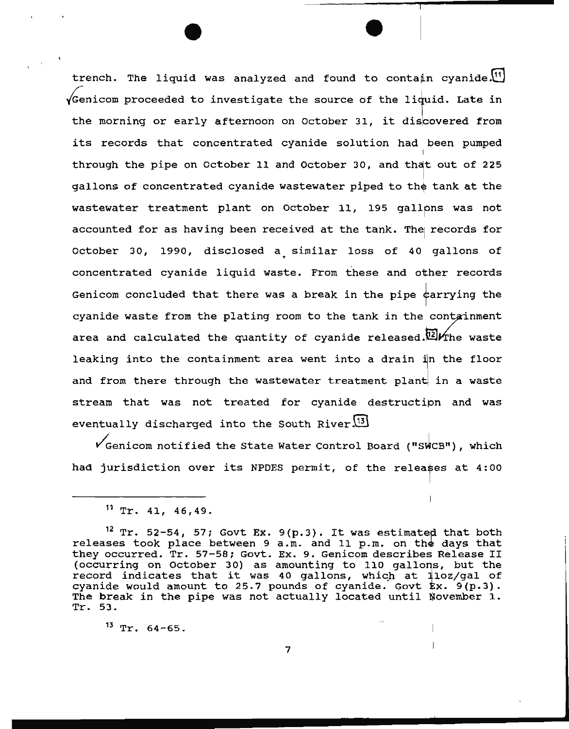trench. The liquid was analyzed and found to contain cyanide.[11] Genicom proceeded to investigate the source of the liquid. Late in the morning or early afternoon on October 31, it discovered from its records that concentrated cyanide solution had been pumped through the pipe on October 11 and October 30, and that out of 225 gallons of concentrated cyanide wastewater piped to the tank at the wastewater treatment plant on October 11, 195 gallons was not accounted for as having been received at the tank. The records for October 30, 1990, disclosed a similar loss of 40 gallons of concentrated cyanide liquid waste. From these and other records Genicom concluded that there was a break in the pipe carrying the cyanide waste from the plating room to the tank in the containment area and calculated the quantity of cyanide released.[12] The waste leaking into the containment area went into a drain in the floor and from there through the wastewater treatment plant in a waste stream that was not treated for cyanide destruction and was eventually discharged into the South River.[13]

Genicom notified the State Water Control Board ("SWCB"), which had jurisdiction over its NPDES permit, of the releases at 4:00

---

[11] Tr. 41, 46,49.

[12] Tr. 52-54, 57; Govt Ex. 9(p.3). It was estimated that both releases took place between 9 a.m. and 11 p.m. on the days that they occurred. Tr. 57-58; Govt. Ex. 9. Genicom describes Release II (occurring on October 30) as amounting to 110 gallons, but the record indicates that it was 40 gallons, which at 11oz/gal of cyanide would amount to 25.7 pounds of cyanide. Govt Ex. 9(p.3). The break in the pipe was not actually located until November 1. Tr. 53.

[13] Tr. 64-65.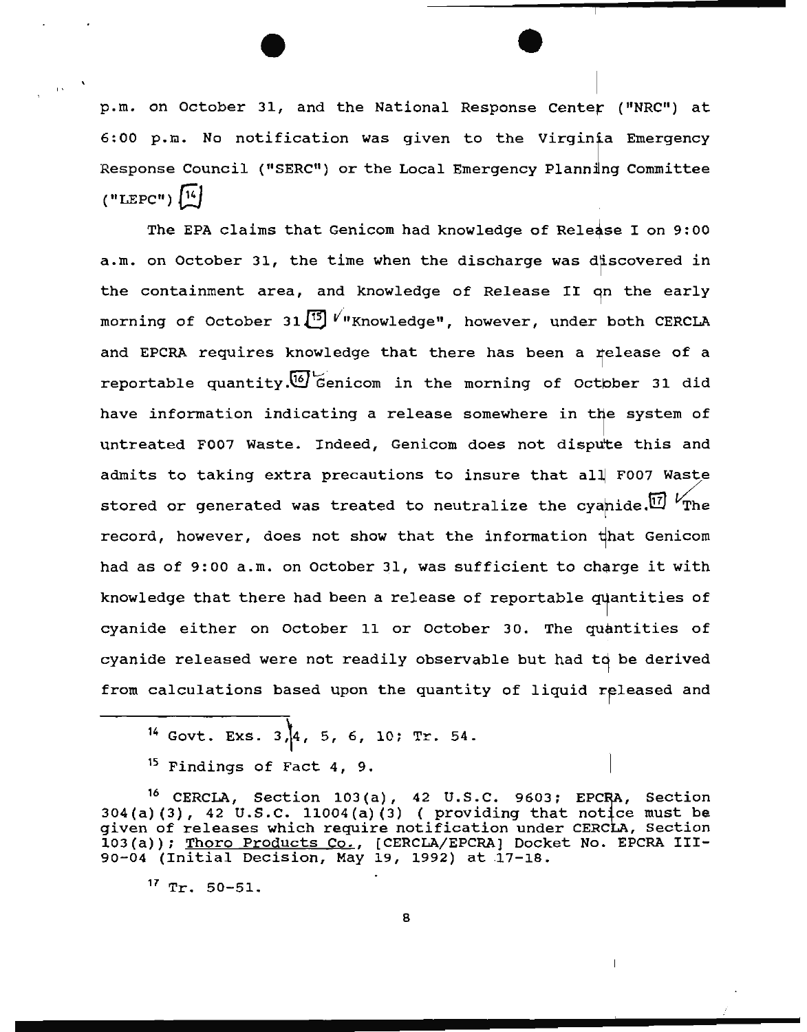p.m. on October 31, and the National Response Center ("NRC") at 6:00 p.m. No notification was given to the Virginia Emergency Response Council ("SERC") or the Local Emergency Planning Committee ("LEPC")[14]

The EPA claims that Genicom had knowledge of Release I on 9:00 a.m. on October 31, the time when the discharge was discovered in the containment area, and knowledge of Release II on the early morning of October 31.[15] "Knowledge", however, under both CERCLA and EPCRA requires knowledge that there has been a release of a reportable quantity.[16] Genicom in the morning of October 31 did have information indicating a release somewhere in the system of untreated F007 Waste. Indeed, Genicom does not dispute this and admits to taking extra precautions to insure that all F007 Waste stored or generated was treated to neutralize the cyanide.[17] The record, however, does not show that the information that Genicom had as of 9:00 a.m. on October 31, was sufficient to charge it with knowledge that there had been a release of reportable quantities of cyanide either on October 11 or October 30. The quantities of cyanide released were not readily observable but had to be derived from calculations based upon the quantity of liquid released and

---

[14] Govt. Exs. 3, 4, 5, 6, 10; Tr. 54.

[15] Findings of Fact 4, 9.

[16] CERCLA, Section 103(a), 42 U.S.C. 9603; EPCRA, Section 304(a)(3), 42 U.S.C. 11004(a)(3) ( providing that notice must be given of releases which require notification under CERCLA, Section 103(a)); Thoro Products Co., [CERCLA/EPCRA] Docket No. EPCRA III-90-04 (Initial Decision, May 19, 1992) at 17-18.

[17] Tr. 50-51.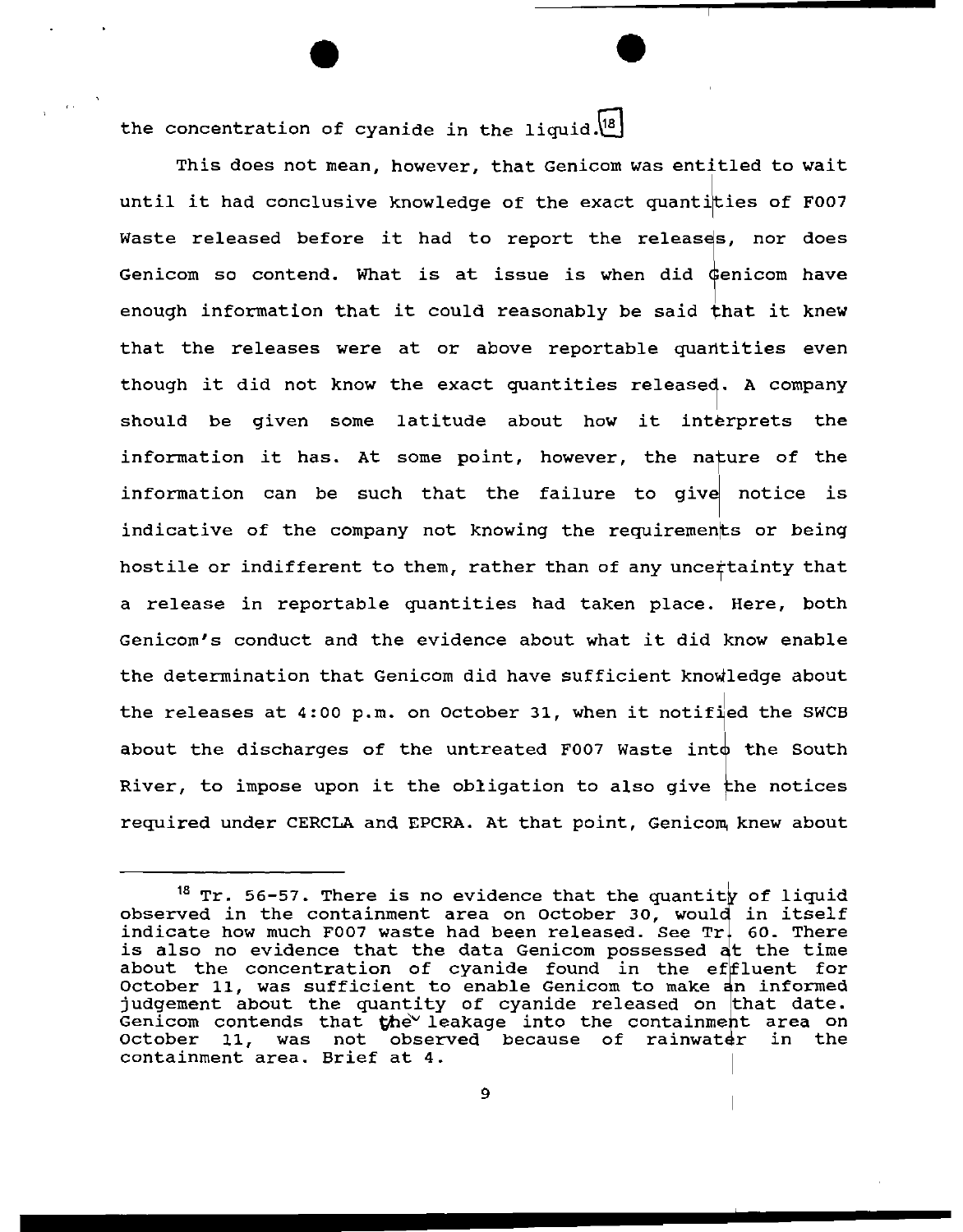the concentration of cyanide in the liquid.[18]

This does not mean, however, that Genicom was entitled to wait until it had conclusive knowledge of the exact quantities of F007 Waste released before it had to report the releases, nor does Genicom so contend. What is at issue is when did Genicom have enough information that it could reasonably be said that it knew that the releases were at or above reportable quantities even though it did not know the exact quantities released. A company should be given some latitude about how it interprets the information it has. At some point, however, the nature of the information can be such that the failure to give notice is indicative of the company not knowing the requirements or being hostile or indifferent to them, rather than of any uncertainty that a release in reportable quantities had taken place. Here, both Genicom's conduct and the evidence about what it did know enable the determination that Genicom did have sufficient knowledge about the releases at 4:00 p.m. on October 31, when it notified the SWCB about the discharges of the untreated F007 Waste into the South River, to impose upon it the obligation to also give the notices required under CERCLA and EPCRA. At that point, Genicom knew about

---

[18] Tr. 56-57. There is no evidence that the quantity of liquid observed in the containment area on October 30, would in itself indicate how much F007 waste had been released. See Tr. 60. There is also no evidence that the data Genicom possessed at the time about the concentration of cyanide found in the effluent for October 11, was sufficient to enable Genicom to make an informed judgement about the quantity of cyanide released on that date. Genicom contends that the leakage into the containment area on October 11, was not observed because of rainwater in the containment area. Brief at 4.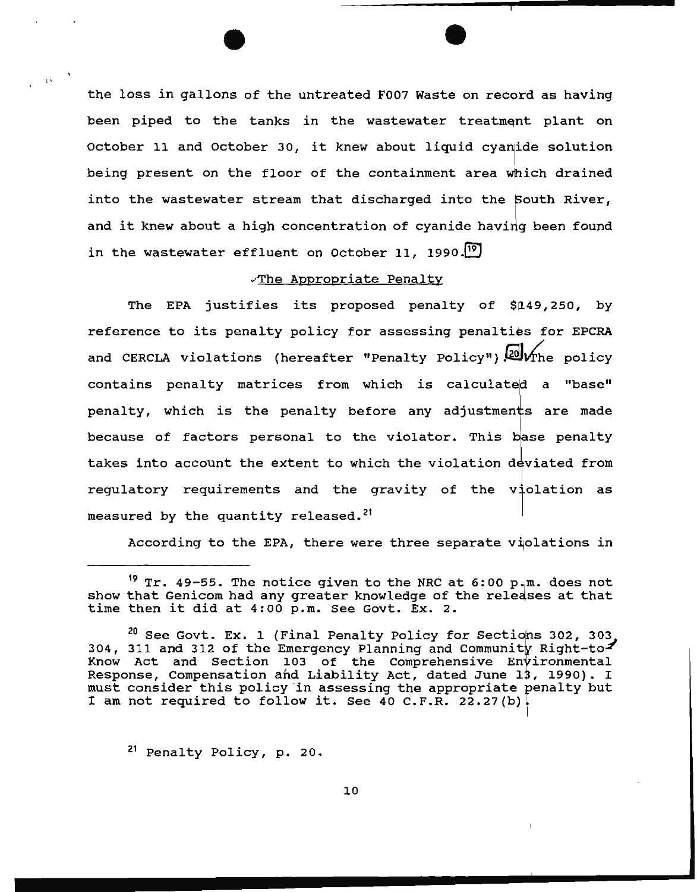the loss in gallons of the untreated F007 Waste on record as having been piped to the tanks in the wastewater treatment plant on October 11 and October 30, it knew about liquid cyanide solution being present on the floor of the containment area which drained into the wastewater stream that discharged into the South River, and it knew about a high concentration of cyanide having been found in the wastewater effluent on October 11, 1990.[19]

## The Appropriate Penalty

The EPA justifies its proposed penalty of $149,250, by reference to its penalty policy for assessing penalties for EPCRA and CERCLA violations (hereafter "Penalty Policy").[20] The policy contains penalty matrices from which is calculated a "base" penalty, which is the penalty before any adjustments are made because of factors personal to the violator. This base penalty takes into account the extent to which the violation deviated from regulatory requirements and the gravity of the violation as measured by the quantity released.[21]

According to the EPA, there were three separate violations in

---

[19] Tr. 49-55. The notice given to the NRC at 6:00 p.m. does not show that Genicom had any greater knowledge of the releases at that time then it did at 4:00 p.m. See Govt. Ex. 2.

[20] See Govt. Ex. 1 (Final Penalty Policy for Sections 302, 303, 304, 311 and 312 of the Emergency Planning and Community Right-to-Know Act and Section 103 of the Comprehensive Environmental Response, Compensation and Liability Act, dated June 13, 1990). I must consider this policy in assessing the appropriate penalty but I am not required to follow it. See 40 C.F.R. 22.27(b).

[21] Penalty Policy, p. 20.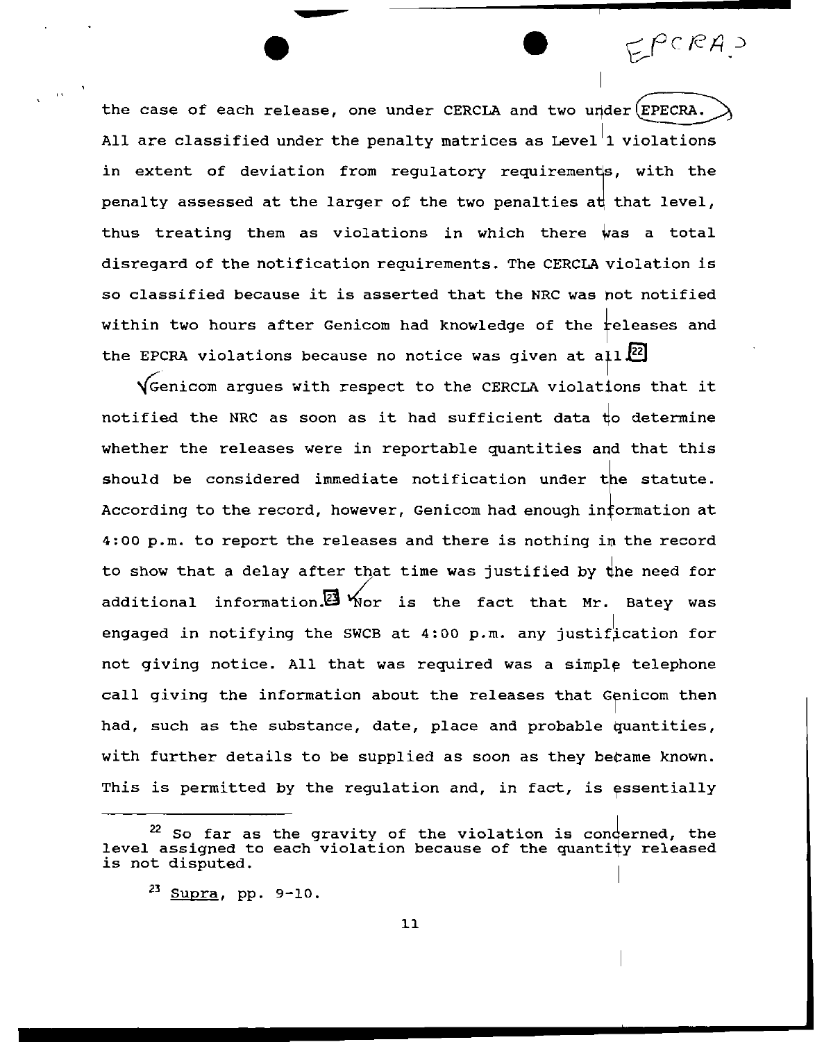the case of each release, one under CERCLA and two under EPECRA. All are classified under the penalty matrices as Level 1 violations in extent of deviation from regulatory requirements, with the penalty assessed at the larger of the two penalties at that level, thus treating them as violations in which there was a total disregard of the notification requirements. The CERCLA violation is so classified because it is asserted that the NRC was not notified within two hours after Genicom had knowledge of the releases and the EPCRA violations because no notice was given at all.[22]

Genicom argues with respect to the CERCLA violations that it notified the NRC as soon as it had sufficient data to determine whether the releases were in reportable quantities and that this should be considered immediate notification under the statute. According to the record, however, Genicom had enough information at 4:00 p.m. to report the releases and there is nothing in the record to show that a delay after that time was justified by the need for additional information.[23] Nor is the fact that Mr. Batey was engaged in notifying the SWCB at 4:00 p.m. any justification for not giving notice. All that was required was a simple telephone call giving the information about the releases that Genicom then had, such as the substance, date, place and probable quantities, with further details to be supplied as soon as they became known. This is permitted by the regulation and, in fact, is essentially

---

[22] So far as the gravity of the violation is concerned, the level assigned to each violation because of the quantity released is not disputed.

[23] Supra, pp. 9-10.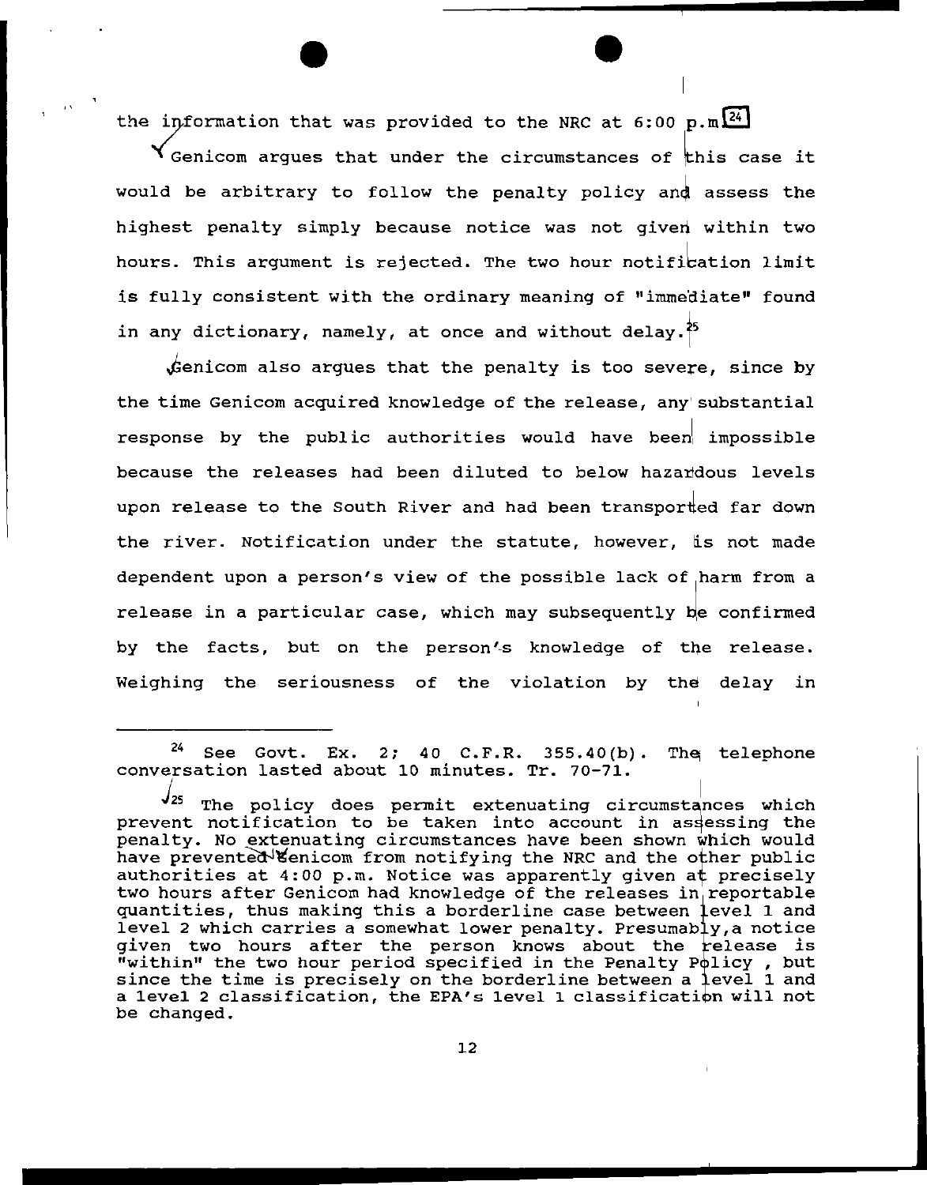the information that was provided to the NRC at 6:00 p.m.[24]

Genicom argues that under the circumstances of this case it would be arbitrary to follow the penalty policy and assess the highest penalty simply because notice was not given within two hours. This argument is rejected. The two hour notification limit is fully consistent with the ordinary meaning of "immediate" found in any dictionary, namely, at once and without delay.[25]

Genicom also argues that the penalty is too severe, since by the time Genicom acquired knowledge of the release, any substantial response by the public authorities would have been impossible because the releases had been diluted to below hazardous levels upon release to the South River and had been transported far down the river. Notification under the statute, however, is not made dependent upon a person's view of the possible lack of harm from a release in a particular case, which may subsequently be confirmed by the facts, but on the person's knowledge of the release. Weighing the seriousness of the violation by the delay in

---

[24] See Govt. Ex. 2; 40 C.F.R. 355.40(b). The telephone conversation lasted about 10 minutes. Tr. 70-71.

[25] The policy does permit extenuating circumstances which prevent notification to be taken into account in assessing the penalty. No extenuating circumstances have been shown which would have prevented Genicom from notifying the NRC and the other public authorities at 4:00 p.m. Notice was apparently given at precisely two hours after Genicom had knowledge of the releases in reportable quantities, thus making this a borderline case between level 1 and level 2 which carries a somewhat lower penalty. Presumably, a notice given two hours after the person knows about the release is "within" the two hour period specified in the Penalty Policy , but since the time is precisely on the borderline between a level 1 and a level 2 classification, the EPA's level 1 classification will not be changed.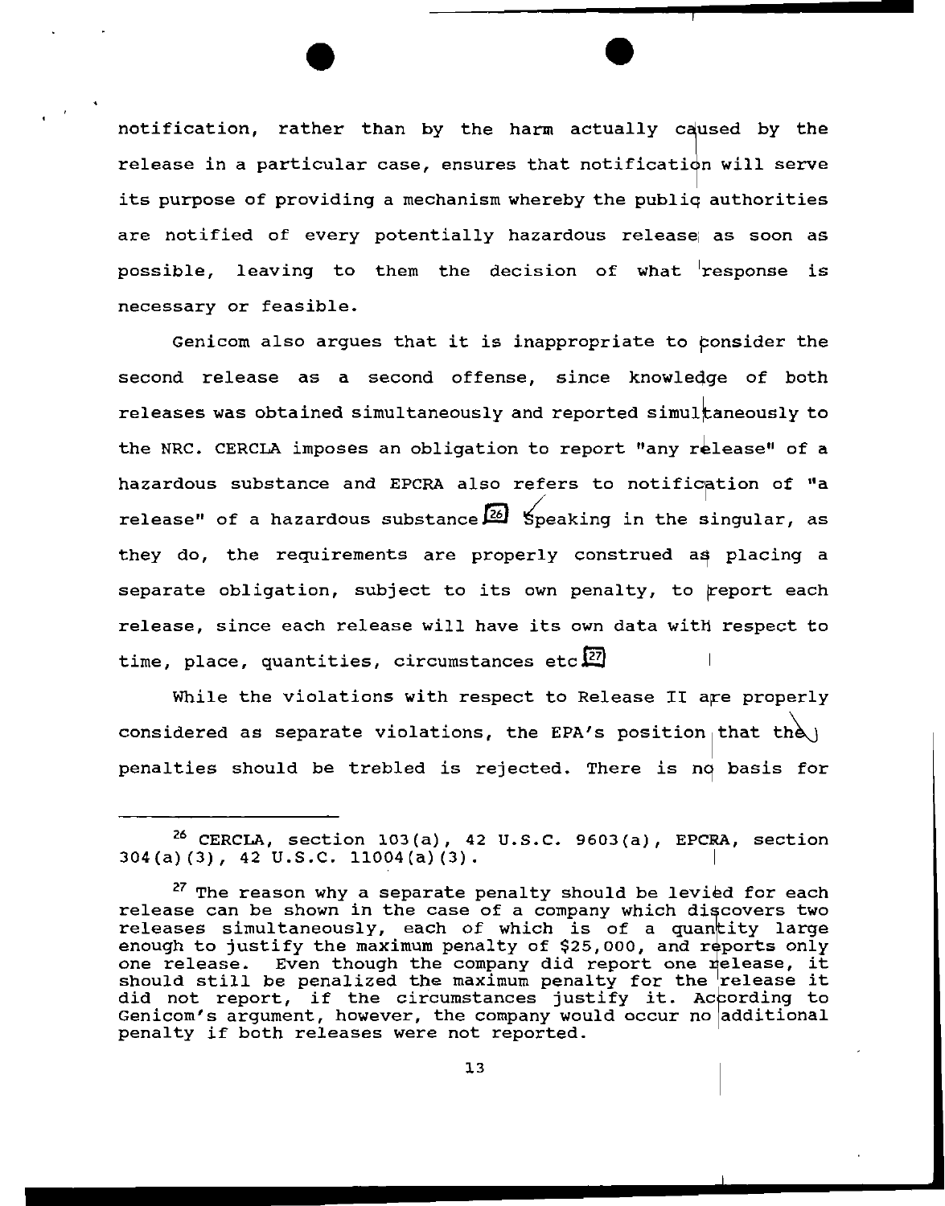notification, rather than by the harm actually caused by the release in a particular case, ensures that notification will serve its purpose of providing a mechanism whereby the public authorities are notified of every potentially hazardous release as soon as possible, leaving to them the decision of what response is necessary or feasible.

Genicom also argues that it is inappropriate to consider the second release as a second offense, since knowledge of both releases was obtained simultaneously and reported simultaneously to the NRC. CERCLA imposes an obligation to report "any release" of a hazardous substance and EPCRA also refers to notification of "a release" of a hazardous substance.[26] Speaking in the singular, as they do, the requirements are properly construed as placing a separate obligation, subject to its own penalty, to report each release, since each release will have its own data with respect to time, place, quantities, circumstances etc.[27]

While the violations with respect to Release II are properly considered as separate violations, the EPA's position that the penalties should be trebled is rejected. There is no basis for

---

[26] CERCLA, section 103(a), 42 U.S.C. 9603(a), EPCRA, section 304(a)(3), 42 U.S.C. 11004(a)(3).

[27] The reason why a separate penalty should be levied for each release can be shown in the case of a company which discovers two releases simultaneously, each of which is of a quantity large enough to justify the maximum penalty of $25,000, and reports only one release. Even though the company did report one release, it should still be penalized the maximum penalty for the release it did not report, if the circumstances justify it. According to Genicom's argument, however, the company would occur no additional penalty if both releases were not reported.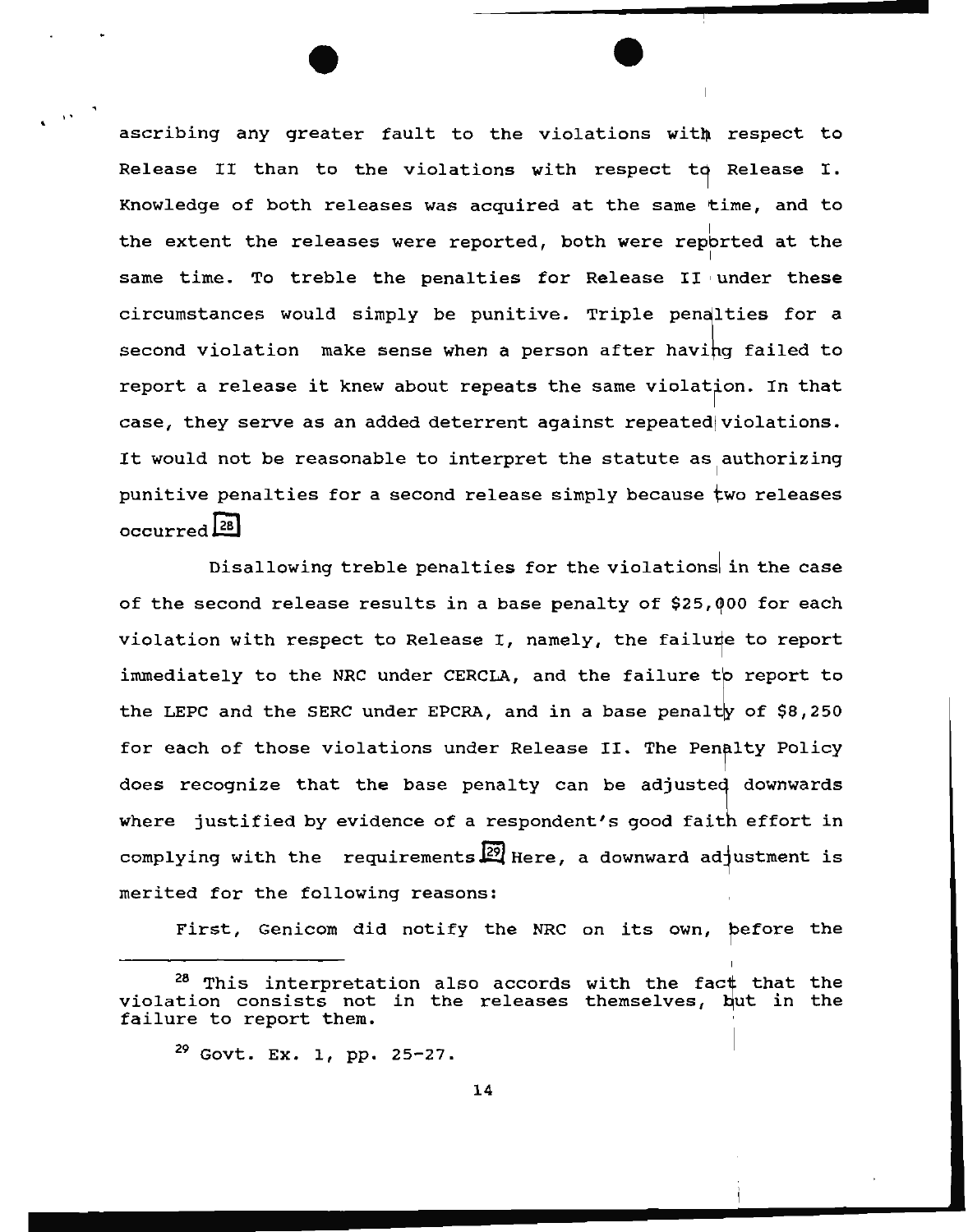ascribing any greater fault to the violations with respect to Release II than to the violations with respect to Release I. Knowledge of both releases was acquired at the same time, and to the extent the releases were reported, both were reported at the same time. To treble the penalties for Release II under these circumstances would simply be punitive. Triple penalties for a second violation make sense when a person after having failed to report a release it knew about repeats the same violation. In that case, they serve as an added deterrent against repeated violations. It would not be reasonable to interpret the statute as authorizing punitive penalties for a second release simply because two releases occurred.[28]

Disallowing treble penalties for the violations in the case of the second release results in a base penalty of $25,000 for each violation with respect to Release I, namely, the failure to report immediately to the NRC under CERCLA, and the failure to report to the LEPC and the SERC under EPCRA, and in a base penalty of $8,250 for each of those violations under Release II. The Penalty Policy does recognize that the base penalty can be adjusted downwards where justified by evidence of a respondent's good faith effort in complying with the requirements.[29] Here, a downward adjustment is merited for the following reasons:

First, Genicom did notify the NRC on its own, before the

---

[28] This interpretation also accords with the fact that the violation consists not in the releases themselves, but in the failure to report them.

[29] Govt. Ex. 1, pp. 25-27.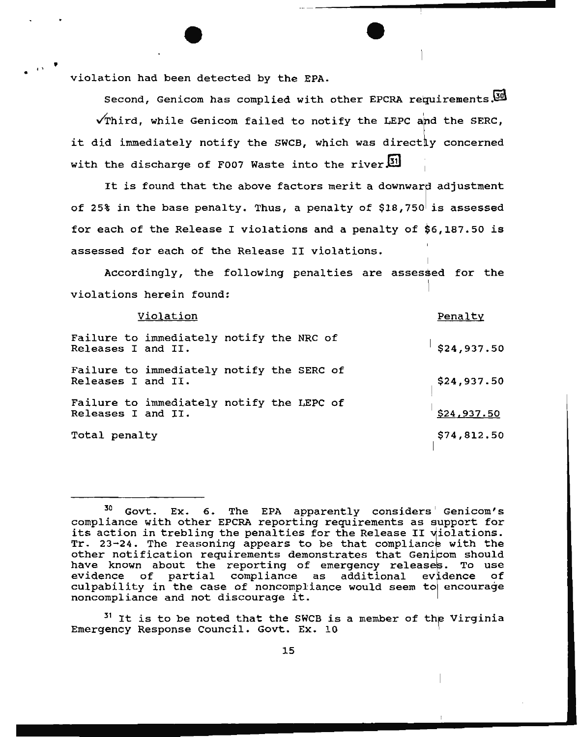violation had been detected by the EPA.

Second, Genicom has complied with other EPCRA requirements.[30]

✓Third, while Genicom failed to notify the LEPC and the SERC, it did immediately notify the SWCB, which was directly concerned with the discharge of F007 Waste into the river.[31]

It is found that the above factors merit a downward adjustment of 25% in the base penalty. Thus, a penalty of $18,750 is assessed for each of the Release I violations and a penalty of $6,187.50 is assessed for each of the Release II violations.

Accordingly, the following penalties are assessed for the violations herein found:

| Violation | Penalty |
| --- | --- |
| Failure to immediately notify the NRC of Releases I and II. | $24,937.50 |
| Failure to immediately notify the SERC of Releases I and II. | $24,937.50 |
| Failure to immediately notify the LEPC of Releases I and II. | $24,937.50 |
| Total penalty | $74,812.50 |

---

[30] Govt. Ex. 6. The EPA apparently considers Genicom's compliance with other EPCRA reporting requirements as support for its action in trebling the penalties for the Release II violations. Tr. 23-24. The reasoning appears to be that compliance with the other notification requirements demonstrates that Genicom should have known about the reporting of emergency releases. To use evidence of partial compliance as additional evidence of culpability in the case of noncompliance would seem to encourage noncompliance and not discourage it.

[31] It is to be noted that the SWCB is a member of the Virginia Emergency Response Council. Govt. Ex. 10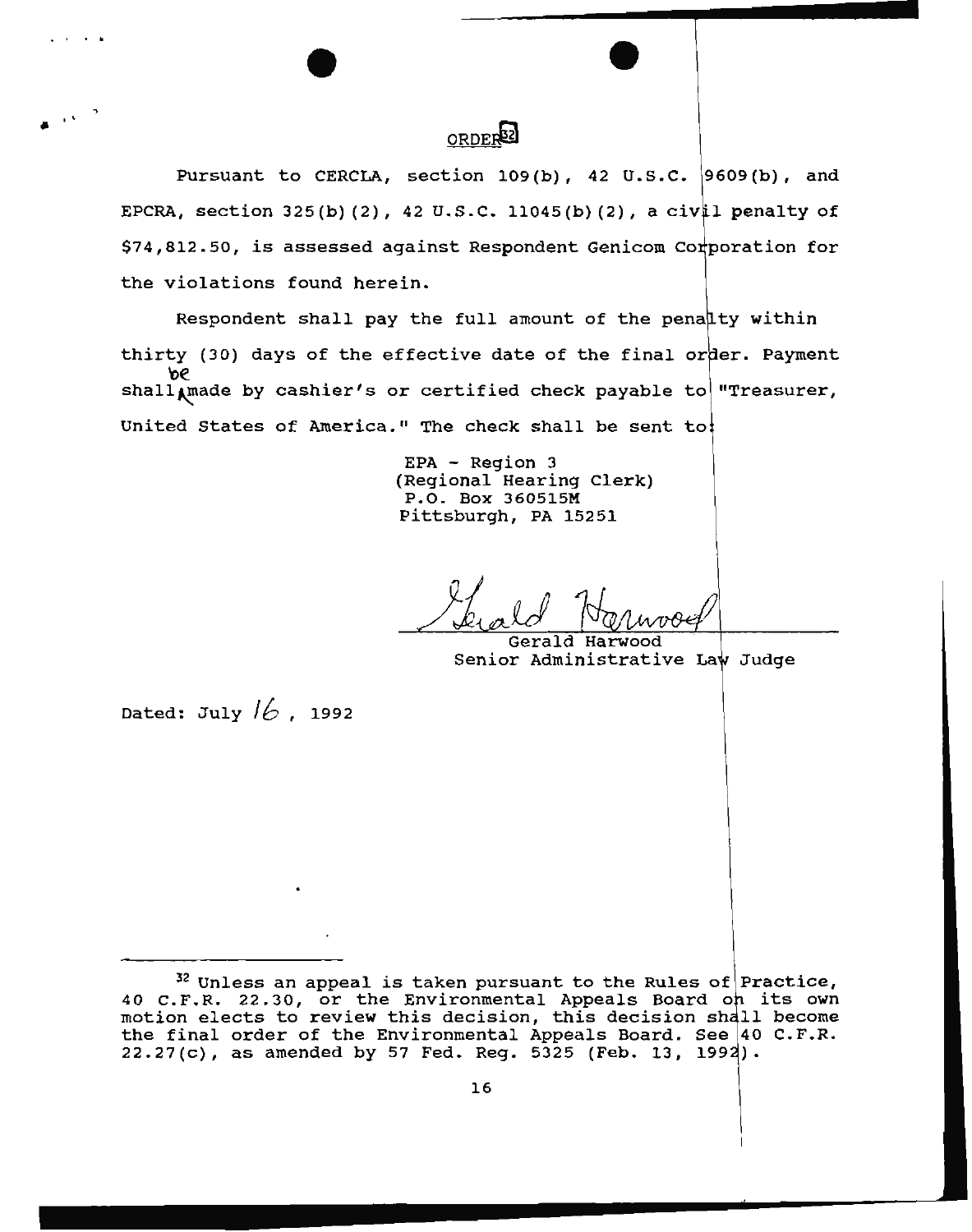## ORDER[32]

Pursuant to CERCLA, section 109(b), 42 U.S.C. 9609(b), and EPCRA, section 325(b)(2), 42 U.S.C. 11045(b)(2), a civil penalty of $74,812.50, is assessed against Respondent Genicom Corporation for the violations found herein.

Respondent shall pay the full amount of the penalty within thirty (30) days of the effective date of the final order. Payment shall be made by cashier's or certified check payable to "Treasurer, United States of America." The check shall be sent to:

EPA - Region 3
(Regional Hearing Clerk)
P.O. Box 360515M
Pittsburgh, PA 15251

Gerald Harwood
Senior Administrative Law Judge

Dated: July 16, 1992

---

[32] Unless an appeal is taken pursuant to the Rules of Practice, 40 C.F.R. 22.30, or the Environmental Appeals Board on its own motion elects to review this decision, this decision shall become the final order of the Environmental Appeals Board. See 40 C.F.R. 22.27(c), as amended by 57 Fed. Reg. 5325 (Feb. 13, 1992).